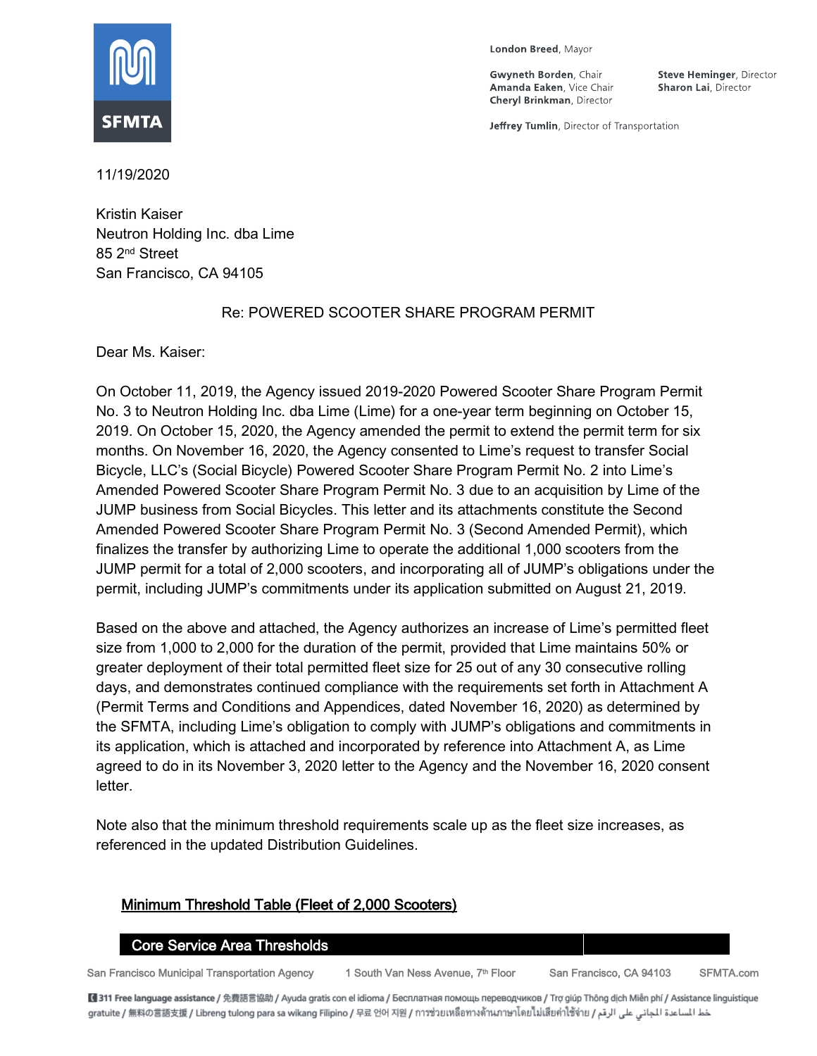London Breed, Mayor

Gwyneth Borden, Chair
Amanda Eaken, Vice Chair
Cheryl Brinkman, Director
Steve Heminger, Director
Sharon Lai, Director

Jeffrey Tumlin, Director of Transportation

11/19/2020

Kristin Kaiser
Neutron Holding Inc. dba Lime
85 2nd Street
San Francisco, CA 94105

Re: POWERED SCOOTER SHARE PROGRAM PERMIT

Dear Ms. Kaiser:

On October 11, 2019, the Agency issued 2019-2020 Powered Scooter Share Program Permit No. 3 to Neutron Holding Inc. dba Lime (Lime) for a one-year term beginning on October 15, 2019. On October 15, 2020, the Agency amended the permit to extend the permit term for six months. On November 16, 2020, the Agency consented to Lime's request to transfer Social Bicycle, LLC's (Social Bicycle) Powered Scooter Share Program Permit No. 2 into Lime's Amended Powered Scooter Share Program Permit No. 3 due to an acquisition by Lime of the JUMP business from Social Bicycles. This letter and its attachments constitute the Second Amended Powered Scooter Share Program Permit No. 3 (Second Amended Permit), which finalizes the transfer by authorizing Lime to operate the additional 1,000 scooters from the JUMP permit for a total of 2,000 scooters, and incorporating all of JUMP's obligations under the permit, including JUMP's commitments under its application submitted on August 21, 2019.

Based on the above and attached, the Agency authorizes an increase of Lime's permitted fleet size from 1,000 to 2,000 for the duration of the permit, provided that Lime maintains 50% or greater deployment of their total permitted fleet size for 25 out of any 30 consecutive rolling days, and demonstrates continued compliance with the requirements set forth in Attachment A (Permit Terms and Conditions and Appendices, dated November 16, 2020) as determined by the SFMTA, including Lime's obligation to comply with JUMP's obligations and commitments in its application, which is attached and incorporated by reference into Attachment A, as Lime agreed to do in its November 3, 2020 letter to the Agency and the November 16, 2020 consent letter.

Note also that the minimum threshold requirements scale up as the fleet size increases, as referenced in the updated Distribution Guidelines.

Minimum Threshold Table (Fleet of 2,000 Scooters)

| Core Service Area Thresholds | |
|---|---|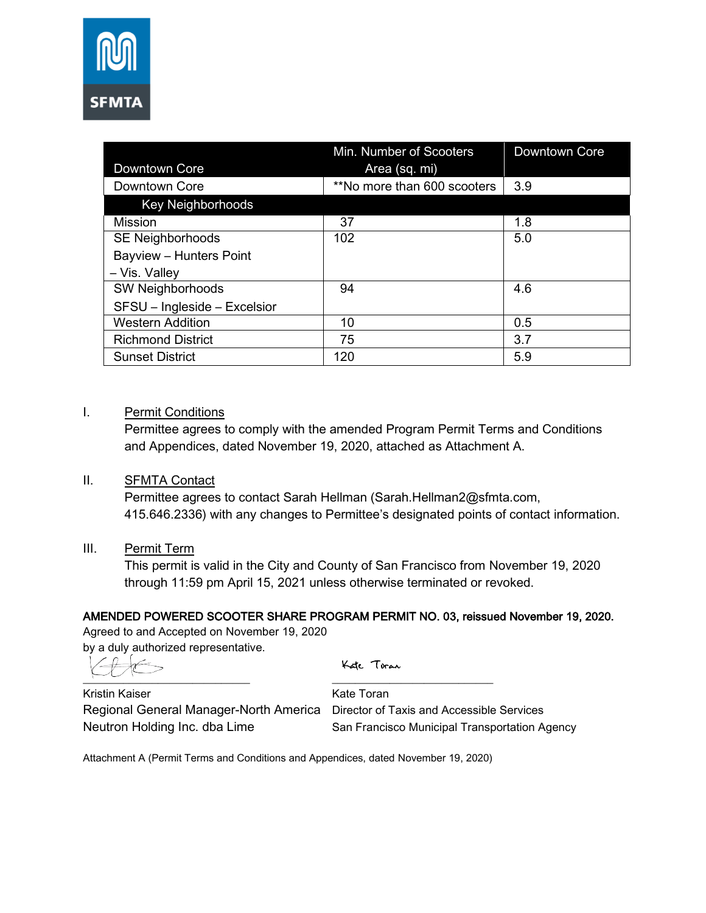| Downtown Core | Min. Number of Scooters Area (sq. mi) | Downtown Core |
|---|---|---|
| Downtown Core | **No more than 600 scooters | 3.9 |
| Key Neighborhoods | | |
| Mission | 37 | 1.8 |
| SE Neighborhoods Bayview – Hunters Point – Vis. Valley | 102 | 5.0 |
| SW Neighborhoods SFSU – Ingleside – Excelsior | 94 | 4.6 |
| Western Addition | 10 | 0.5 |
| Richmond District | 75 | 3.7 |
| Sunset District | 120 | 5.9 |

I. Permit Conditions

Permittee agrees to comply with the amended Program Permit Terms and Conditions and Appendices, dated November 19, 2020, attached as Attachment A.

II. SFMTA Contact

Permittee agrees to contact Sarah Hellman (Sarah.Hellman2@sfmta.com, 415.646.2336) with any changes to Permittee's designated points of contact information.

III. Permit Term

This permit is valid in the City and County of San Francisco from November 19, 2020 through 11:59 pm April 15, 2021 unless otherwise terminated or revoked.

**AMENDED POWERED SCOOTER SHARE PROGRAM PERMIT NO. 03, reissued November 19, 2020.**

Agreed to and Accepted on November 19, 2020
by a duly authorized representative.

Kate Toran

\_\_\_\_\_\_\_\_\_\_\_\_\_\_\_\_\_\_\_\_\_\_\_\_\_\_ \_\_\_\_\_\_\_\_\_\_\_\_\_\_\_\_\_\_\_\_\_\_\_\_\_\_

Kristin Kaiser
Regional General Manager-North America
Neutron Holding Inc. dba Lime

Kate Toran
Director of Taxis and Accessible Services
San Francisco Municipal Transportation Agency

Attachment A (Permit Terms and Conditions and Appendices, dated November 19, 2020)